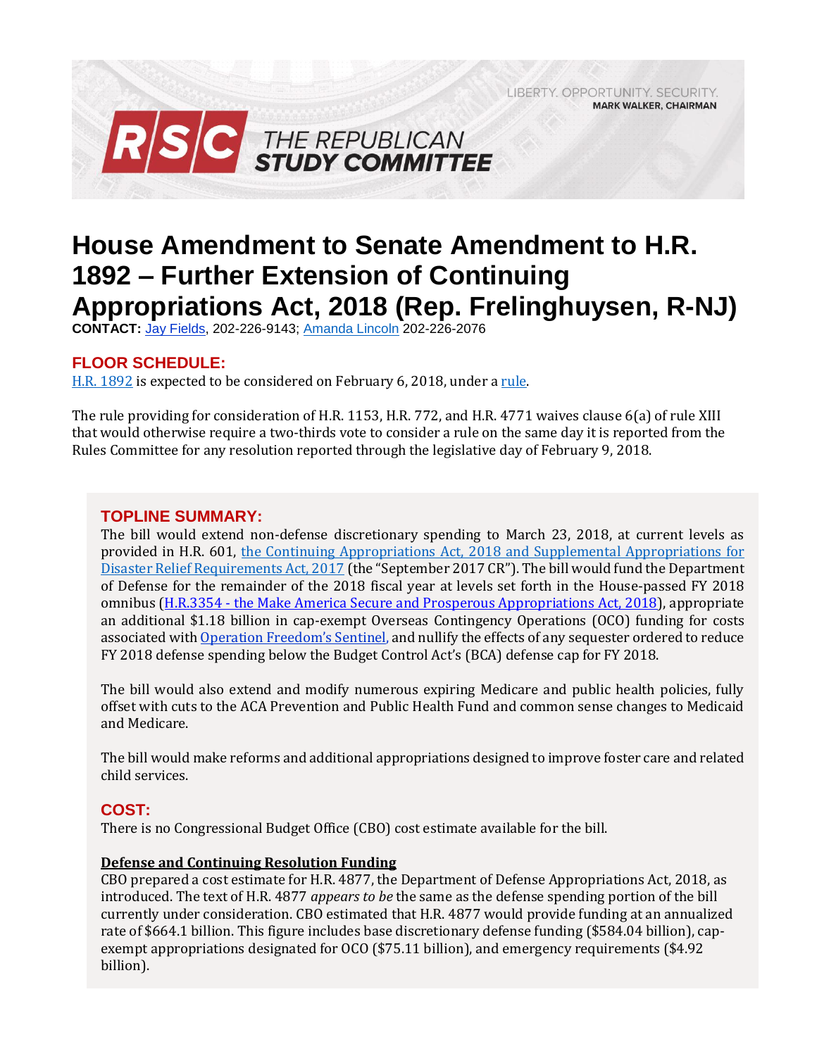LIBERTY. OPPORTUNITY. SECURITY.
**MARK WALKER, CHAIRMAN**

**RSC THE REPUBLICAN STUDY COMMITTEE**

# House Amendment to Senate Amendment to H.R. 1892 – Further Extension of Continuing Appropriations Act, 2018 (Rep. Frelinghuysen, R-NJ)

**CONTACT:** Jay Fields, 202-226-9143; Amanda Lincoln 202-226-2076

## FLOOR SCHEDULE:

H.R. 1892 is expected to be considered on February 6, 2018, under a rule.

The rule providing for consideration of H.R. 1153, H.R. 772, and H.R. 4771 waives clause 6(a) of rule XIII that would otherwise require a two-thirds vote to consider a rule on the same day it is reported from the Rules Committee for any resolution reported through the legislative day of February 9, 2018.

## TOPLINE SUMMARY:

The bill would extend non-defense discretionary spending to March 23, 2018, at current levels as provided in H.R. 601, the Continuing Appropriations Act, 2018 and Supplemental Appropriations for Disaster Relief Requirements Act, 2017 (the "September 2017 CR"). The bill would fund the Department of Defense for the remainder of the 2018 fiscal year at levels set forth in the House-passed FY 2018 omnibus (H.R.3354 - the Make America Secure and Prosperous Appropriations Act, 2018), appropriate an additional $1.18 billion in cap-exempt Overseas Contingency Operations (OCO) funding for costs associated with Operation Freedom's Sentinel, and nullify the effects of any sequester ordered to reduce FY 2018 defense spending below the Budget Control Act's (BCA) defense cap for FY 2018.

The bill would also extend and modify numerous expiring Medicare and public health policies, fully offset with cuts to the ACA Prevention and Public Health Fund and common sense changes to Medicaid and Medicare.

The bill would make reforms and additional appropriations designed to improve foster care and related child services.

## COST:

There is no Congressional Budget Office (CBO) cost estimate available for the bill.

### Defense and Continuing Resolution Funding

CBO prepared a cost estimate for H.R. 4877, the Department of Defense Appropriations Act, 2018, as introduced. The text of H.R. 4877 *appears to be* the same as the defense spending portion of the bill currently under consideration. CBO estimated that H.R. 4877 would provide funding at an annualized rate of $664.1 billion. This figure includes base discretionary defense funding ($584.04 billion), cap-exempt appropriations designated for OCO ($75.11 billion), and emergency requirements ($4.92 billion).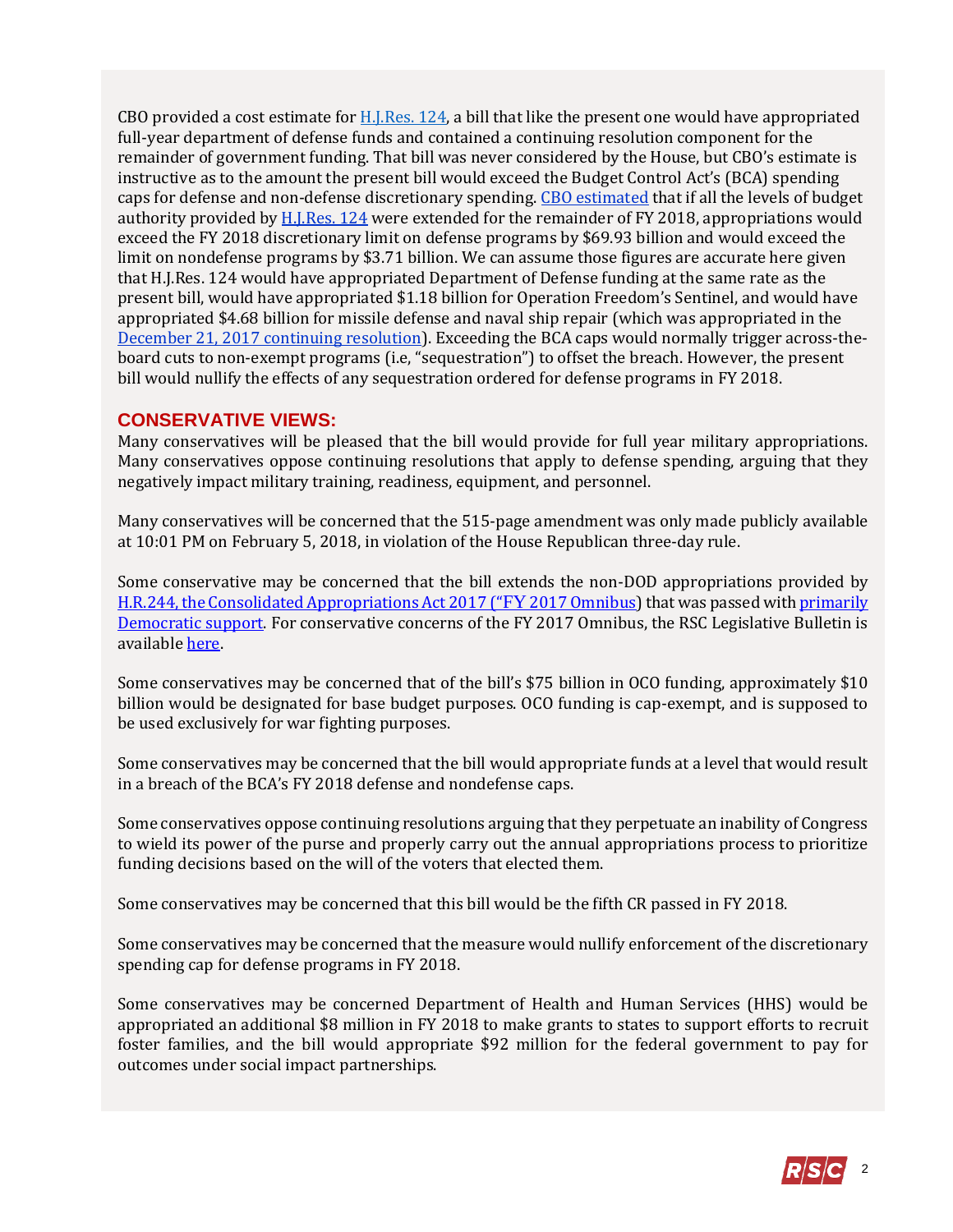CBO provided a cost estimate for H.J.Res. 124, a bill that like the present one would have appropriated full-year department of defense funds and contained a continuing resolution component for the remainder of government funding. That bill was never considered by the House, but CBO's estimate is instructive as to the amount the present bill would exceed the Budget Control Act's (BCA) spending caps for defense and non-defense discretionary spending. CBO estimated that if all the levels of budget authority provided by H.J.Res. 124 were extended for the remainder of FY 2018, appropriations would exceed the FY 2018 discretionary limit on defense programs by $69.93 billion and would exceed the limit on nondefense programs by $3.71 billion. We can assume those figures are accurate here given that H.J.Res. 124 would have appropriated Department of Defense funding at the same rate as the present bill, would have appropriated $1.18 billion for Operation Freedom's Sentinel, and would have appropriated $4.68 billion for missile defense and naval ship repair (which was appropriated in the December 21, 2017 continuing resolution). Exceeding the BCA caps would normally trigger across-the-board cuts to non-exempt programs (i.e, "sequestration") to offset the breach. However, the present bill would nullify the effects of any sequestration ordered for defense programs in FY 2018.

## CONSERVATIVE VIEWS:

Many conservatives will be pleased that the bill would provide for full year military appropriations. Many conservatives oppose continuing resolutions that apply to defense spending, arguing that they negatively impact military training, readiness, equipment, and personnel.

Many conservatives will be concerned that the 515-page amendment was only made publicly available at 10:01 PM on February 5, 2018, in violation of the House Republican three-day rule.

Some conservative may be concerned that the bill extends the non-DOD appropriations provided by H.R.244, the Consolidated Appropriations Act 2017 ("FY 2017 Omnibus) that was passed with primarily Democratic support. For conservative concerns of the FY 2017 Omnibus, the RSC Legislative Bulletin is available here.

Some conservatives may be concerned that of the bill's $75 billion in OCO funding, approximately $10 billion would be designated for base budget purposes. OCO funding is cap-exempt, and is supposed to be used exclusively for war fighting purposes.

Some conservatives may be concerned that the bill would appropriate funds at a level that would result in a breach of the BCA's FY 2018 defense and nondefense caps.

Some conservatives oppose continuing resolutions arguing that they perpetuate an inability of Congress to wield its power of the purse and properly carry out the annual appropriations process to prioritize funding decisions based on the will of the voters that elected them.

Some conservatives may be concerned that this bill would be the fifth CR passed in FY 2018.

Some conservatives may be concerned that the measure would nullify enforcement of the discretionary spending cap for defense programs in FY 2018.

Some conservatives may be concerned Department of Health and Human Services (HHS) would be appropriated an additional $8 million in FY 2018 to make grants to states to support efforts to recruit foster families, and the bill would appropriate $92 million for the federal government to pay for outcomes under social impact partnerships.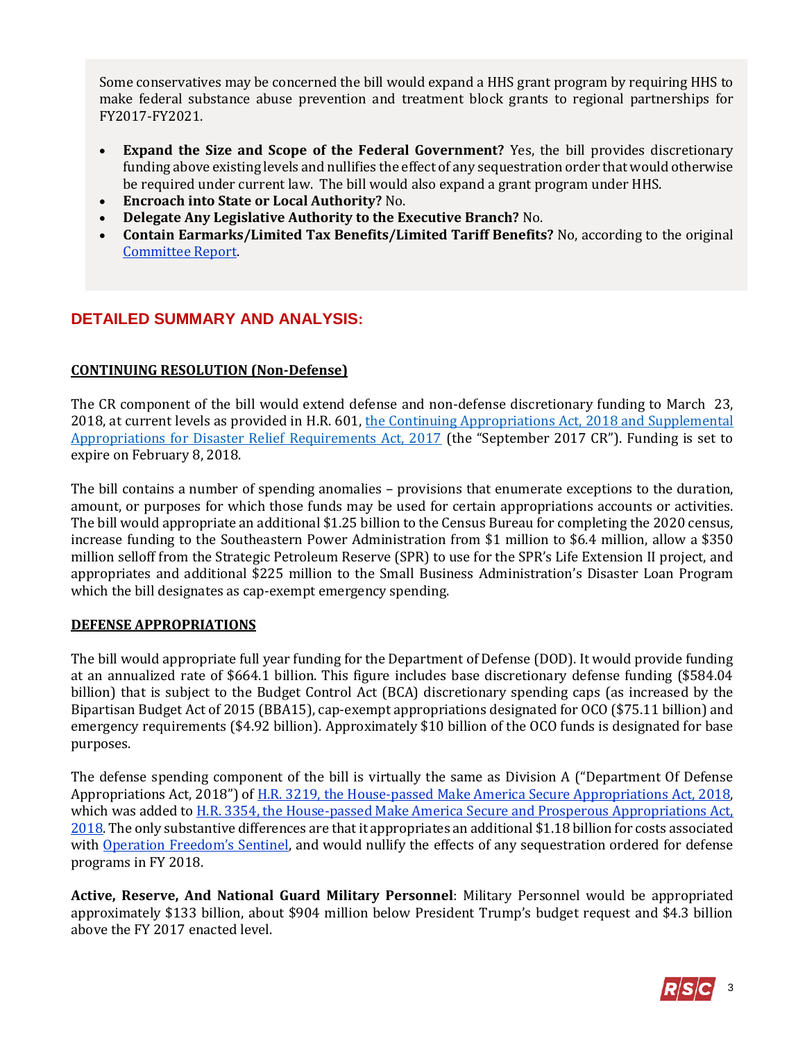Some conservatives may be concerned the bill would expand a HHS grant program by requiring HHS to make federal substance abuse prevention and treatment block grants to regional partnerships for FY2017-FY2021.

- **Expand the Size and Scope of the Federal Government?** Yes, the bill provides discretionary funding above existing levels and nullifies the effect of any sequestration order that would otherwise be required under current law. The bill would also expand a grant program under HHS.
- **Encroach into State or Local Authority?** No.
- **Delegate Any Legislative Authority to the Executive Branch?** No.
- **Contain Earmarks/Limited Tax Benefits/Limited Tariff Benefits?** No, according to the original Committee Report.

## DETAILED SUMMARY AND ANALYSIS:

### CONTINUING RESOLUTION (Non-Defense)

The CR component of the bill would extend defense and non-defense discretionary funding to March 23, 2018, at current levels as provided in H.R. 601, the Continuing Appropriations Act, 2018 and Supplemental Appropriations for Disaster Relief Requirements Act, 2017 (the "September 2017 CR"). Funding is set to expire on February 8, 2018.

The bill contains a number of spending anomalies – provisions that enumerate exceptions to the duration, amount, or purposes for which those funds may be used for certain appropriations accounts or activities. The bill would appropriate an additional $1.25 billion to the Census Bureau for completing the 2020 census, increase funding to the Southeastern Power Administration from $1 million to $6.4 million, allow a $350 million selloff from the Strategic Petroleum Reserve (SPR) to use for the SPR's Life Extension II project, and appropriates and additional $225 million to the Small Business Administration's Disaster Loan Program which the bill designates as cap-exempt emergency spending.

### DEFENSE APPROPRIATIONS

The bill would appropriate full year funding for the Department of Defense (DOD). It would provide funding at an annualized rate of $664.1 billion. This figure includes base discretionary defense funding ($584.04 billion) that is subject to the Budget Control Act (BCA) discretionary spending caps (as increased by the Bipartisan Budget Act of 2015 (BBA15), cap-exempt appropriations designated for OCO ($75.11 billion) and emergency requirements ($4.92 billion). Approximately $10 billion of the OCO funds is designated for base purposes.

The defense spending component of the bill is virtually the same as Division A ("Department Of Defense Appropriations Act, 2018") of H.R. 3219, the House-passed Make America Secure Appropriations Act, 2018, which was added to H.R. 3354, the House-passed Make America Secure and Prosperous Appropriations Act, 2018. The only substantive differences are that it appropriates an additional $1.18 billion for costs associated with Operation Freedom's Sentinel, and would nullify the effects of any sequestration ordered for defense programs in FY 2018.

**Active, Reserve, And National Guard Military Personnel**: Military Personnel would be appropriated approximately $133 billion, about $904 million below President Trump's budget request and $4.3 billion above the FY 2017 enacted level.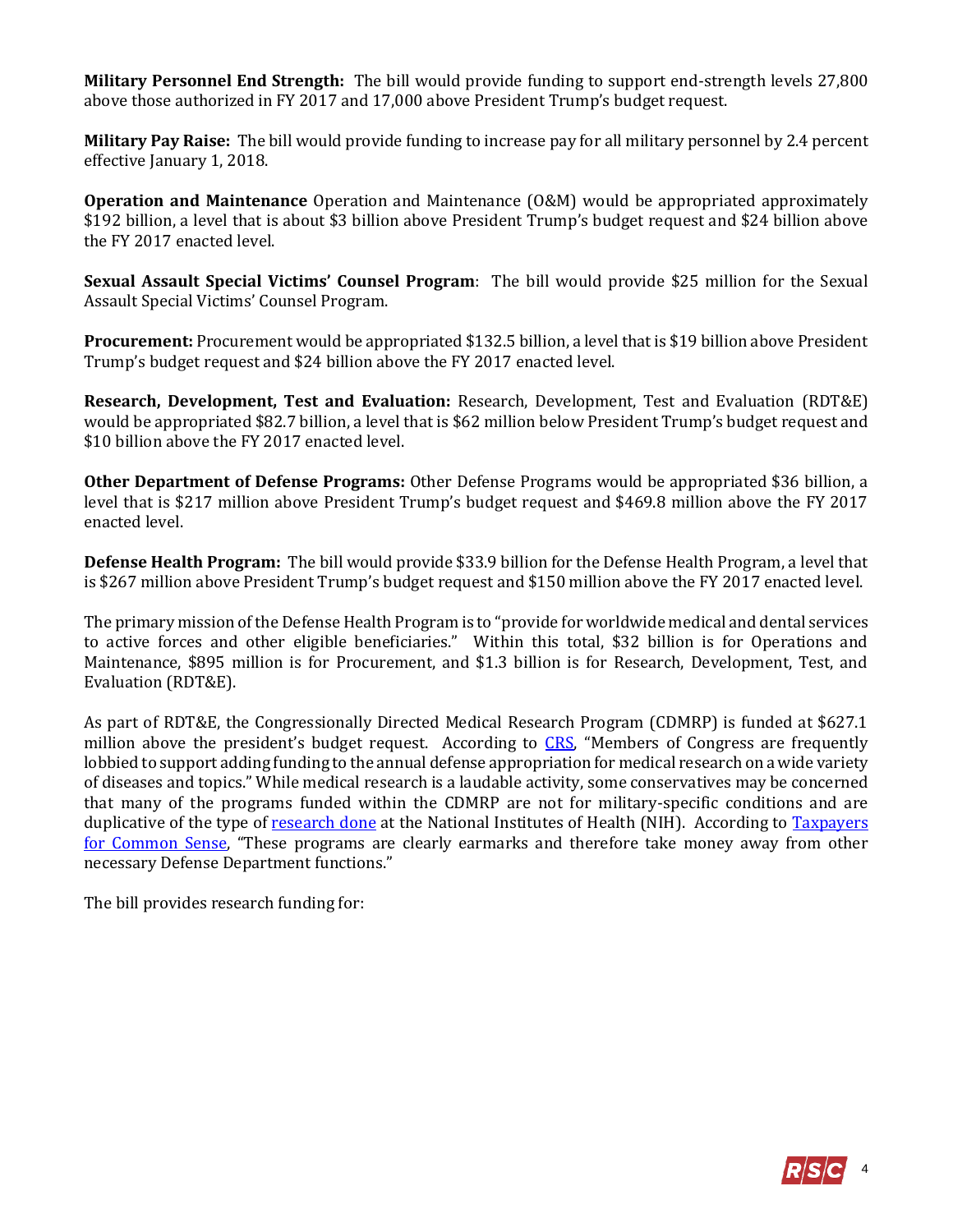**Military Personnel End Strength:** The bill would provide funding to support end-strength levels 27,800 above those authorized in FY 2017 and 17,000 above President Trump's budget request.

**Military Pay Raise:** The bill would provide funding to increase pay for all military personnel by 2.4 percent effective January 1, 2018.

**Operation and Maintenance** Operation and Maintenance (O&M) would be appropriated approximately $192 billion, a level that is about $3 billion above President Trump's budget request and $24 billion above the FY 2017 enacted level.

**Sexual Assault Special Victims' Counsel Program**: The bill would provide $25 million for the Sexual Assault Special Victims' Counsel Program.

**Procurement:** Procurement would be appropriated $132.5 billion, a level that is $19 billion above President Trump's budget request and $24 billion above the FY 2017 enacted level.

**Research, Development, Test and Evaluation:** Research, Development, Test and Evaluation (RDT&E) would be appropriated $82.7 billion, a level that is $62 million below President Trump's budget request and $10 billion above the FY 2017 enacted level.

**Other Department of Defense Programs:** Other Defense Programs would be appropriated $36 billion, a level that is $217 million above President Trump's budget request and $469.8 million above the FY 2017 enacted level.

**Defense Health Program:** The bill would provide $33.9 billion for the Defense Health Program, a level that is $267 million above President Trump's budget request and $150 million above the FY 2017 enacted level.

The primary mission of the Defense Health Program is to "provide for worldwide medical and dental services to active forces and other eligible beneficiaries." Within this total, $32 billion is for Operations and Maintenance, $895 million is for Procurement, and $1.3 billion is for Research, Development, Test, and Evaluation (RDT&E).

As part of RDT&E, the Congressionally Directed Medical Research Program (CDMRP) is funded at $627.1 million above the president's budget request. According to CRS, "Members of Congress are frequently lobbied to support adding funding to the annual defense appropriation for medical research on a wide variety of diseases and topics." While medical research is a laudable activity, some conservatives may be concerned that many of the programs funded within the CDMRP are not for military-specific conditions and are duplicative of the type of research done at the National Institutes of Health (NIH). According to Taxpayers for Common Sense, "These programs are clearly earmarks and therefore take money away from other necessary Defense Department functions."

The bill provides research funding for: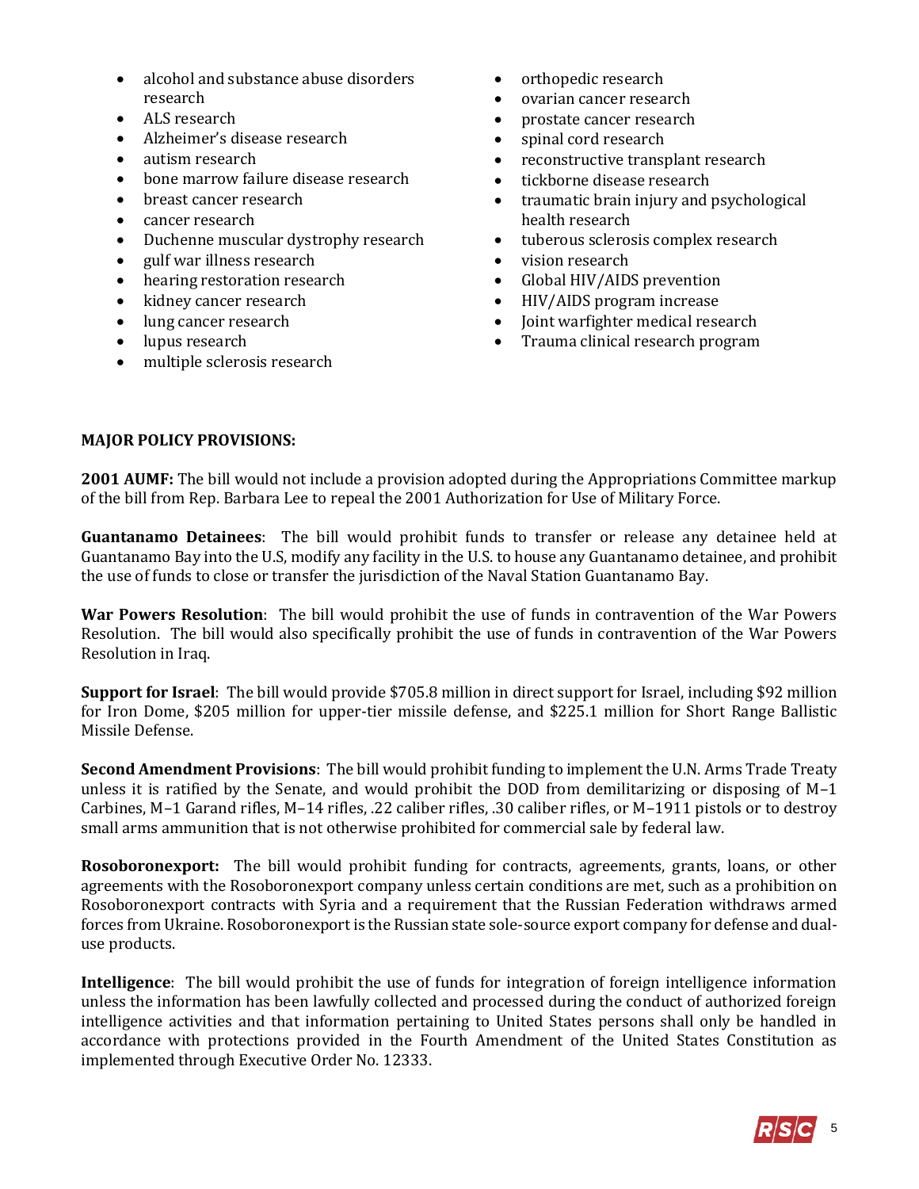- alcohol and substance abuse disorders research
- ALS research
- Alzheimer's disease research
- autism research
- bone marrow failure disease research
- breast cancer research
- cancer research
- Duchenne muscular dystrophy research
- gulf war illness research
- hearing restoration research
- kidney cancer research
- lung cancer research
- lupus research
- multiple sclerosis research
- orthopedic research
- ovarian cancer research
- prostate cancer research
- spinal cord research
- reconstructive transplant research
- tickborne disease research
- traumatic brain injury and psychological health research
- tuberous sclerosis complex research
- vision research
- Global HIV/AIDS prevention
- HIV/AIDS program increase
- Joint warfighter medical research
- Trauma clinical research program

**MAJOR POLICY PROVISIONS:**

**2001 AUMF:** The bill would not include a provision adopted during the Appropriations Committee markup of the bill from Rep. Barbara Lee to repeal the 2001 Authorization for Use of Military Force.

**Guantanamo Detainees**: The bill would prohibit funds to transfer or release any detainee held at Guantanamo Bay into the U.S, modify any facility in the U.S. to house any Guantanamo detainee, and prohibit the use of funds to close or transfer the jurisdiction of the Naval Station Guantanamo Bay.

**War Powers Resolution**: The bill would prohibit the use of funds in contravention of the War Powers Resolution. The bill would also specifically prohibit the use of funds in contravention of the War Powers Resolution in Iraq.

**Support for Israel**: The bill would provide $705.8 million in direct support for Israel, including $92 million for Iron Dome, $205 million for upper-tier missile defense, and $225.1 million for Short Range Ballistic Missile Defense.

**Second Amendment Provisions**: The bill would prohibit funding to implement the U.N. Arms Trade Treaty unless it is ratified by the Senate, and would prohibit the DOD from demilitarizing or disposing of M–1 Carbines, M–1 Garand rifles, M–14 rifles, .22 caliber rifles, .30 caliber rifles, or M–1911 pistols or to destroy small arms ammunition that is not otherwise prohibited for commercial sale by federal law.

**Rosoboronexport:** The bill would prohibit funding for contracts, agreements, grants, loans, or other agreements with the Rosoboronexport company unless certain conditions are met, such as a prohibition on Rosoboronexport contracts with Syria and a requirement that the Russian Federation withdraws armed forces from Ukraine. Rosoboronexport is the Russian state sole-source export company for defense and dual-use products.

**Intelligence**: The bill would prohibit the use of funds for integration of foreign intelligence information unless the information has been lawfully collected and processed during the conduct of authorized foreign intelligence activities and that information pertaining to United States persons shall only be handled in accordance with protections provided in the Fourth Amendment of the United States Constitution as implemented through Executive Order No. 12333.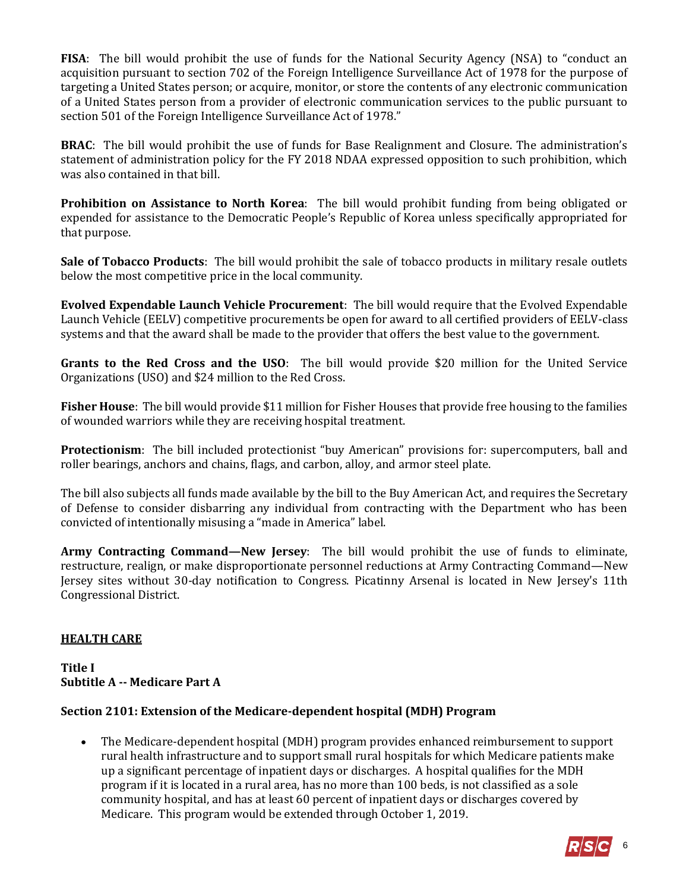**FISA**: The bill would prohibit the use of funds for the National Security Agency (NSA) to "conduct an acquisition pursuant to section 702 of the Foreign Intelligence Surveillance Act of 1978 for the purpose of targeting a United States person; or acquire, monitor, or store the contents of any electronic communication of a United States person from a provider of electronic communication services to the public pursuant to section 501 of the Foreign Intelligence Surveillance Act of 1978."

**BRAC**: The bill would prohibit the use of funds for Base Realignment and Closure. The administration's statement of administration policy for the FY 2018 NDAA expressed opposition to such prohibition, which was also contained in that bill.

**Prohibition on Assistance to North Korea**: The bill would prohibit funding from being obligated or expended for assistance to the Democratic People's Republic of Korea unless specifically appropriated for that purpose.

**Sale of Tobacco Products**: The bill would prohibit the sale of tobacco products in military resale outlets below the most competitive price in the local community.

**Evolved Expendable Launch Vehicle Procurement**: The bill would require that the Evolved Expendable Launch Vehicle (EELV) competitive procurements be open for award to all certified providers of EELV-class systems and that the award shall be made to the provider that offers the best value to the government.

**Grants to the Red Cross and the USO**: The bill would provide $20 million for the United Service Organizations (USO) and $24 million to the Red Cross.

**Fisher House**: The bill would provide $11 million for Fisher Houses that provide free housing to the families of wounded warriors while they are receiving hospital treatment.

**Protectionism**: The bill included protectionist "buy American" provisions for: supercomputers, ball and roller bearings, anchors and chains, flags, and carbon, alloy, and armor steel plate.

The bill also subjects all funds made available by the bill to the Buy American Act, and requires the Secretary of Defense to consider disbarring any individual from contracting with the Department who has been convicted of intentionally misusing a "made in America" label.

**Army Contracting Command—New Jersey**: The bill would prohibit the use of funds to eliminate, restructure, realign, or make disproportionate personnel reductions at Army Contracting Command—New Jersey sites without 30-day notification to Congress. Picatinny Arsenal is located in New Jersey's 11th Congressional District.

## HEALTH CARE

**Title I**
**Subtitle A -- Medicare Part A**

### Section 2101: Extension of the Medicare-dependent hospital (MDH) Program

- The Medicare-dependent hospital (MDH) program provides enhanced reimbursement to support rural health infrastructure and to support small rural hospitals for which Medicare patients make up a significant percentage of inpatient days or discharges. A hospital qualifies for the MDH program if it is located in a rural area, has no more than 100 beds, is not classified as a sole community hospital, and has at least 60 percent of inpatient days or discharges covered by Medicare. This program would be extended through October 1, 2019.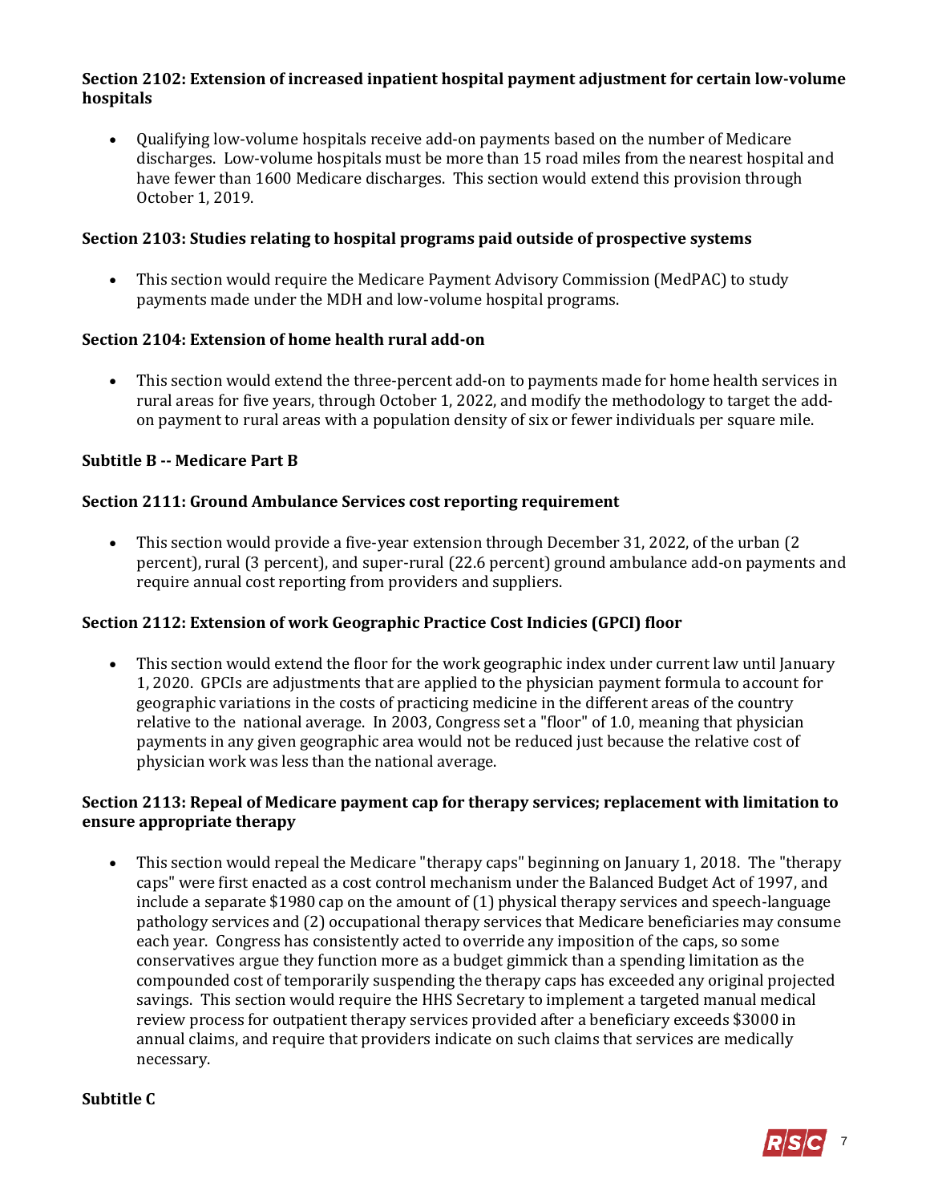**Section 2102: Extension of increased inpatient hospital payment adjustment for certain low-volume hospitals**

- Qualifying low-volume hospitals receive add-on payments based on the number of Medicare discharges. Low-volume hospitals must be more than 15 road miles from the nearest hospital and have fewer than 1600 Medicare discharges. This section would extend this provision through October 1, 2019.

**Section 2103: Studies relating to hospital programs paid outside of prospective systems**

- This section would require the Medicare Payment Advisory Commission (MedPAC) to study payments made under the MDH and low-volume hospital programs.

**Section 2104: Extension of home health rural add-on**

- This section would extend the three-percent add-on to payments made for home health services in rural areas for five years, through October 1, 2022, and modify the methodology to target the add-on payment to rural areas with a population density of six or fewer individuals per square mile.

**Subtitle B -- Medicare Part B**

**Section 2111: Ground Ambulance Services cost reporting requirement**

- This section would provide a five-year extension through December 31, 2022, of the urban (2 percent), rural (3 percent), and super-rural (22.6 percent) ground ambulance add-on payments and require annual cost reporting from providers and suppliers.

**Section 2112: Extension of work Geographic Practice Cost Indicies (GPCI) floor**

- This section would extend the floor for the work geographic index under current law until January 1, 2020. GPCIs are adjustments that are applied to the physician payment formula to account for geographic variations in the costs of practicing medicine in the different areas of the country relative to the national average. In 2003, Congress set a "floor" of 1.0, meaning that physician payments in any given geographic area would not be reduced just because the relative cost of physician work was less than the national average.

**Section 2113: Repeal of Medicare payment cap for therapy services; replacement with limitation to ensure appropriate therapy**

- This section would repeal the Medicare "therapy caps" beginning on January 1, 2018. The "therapy caps" were first enacted as a cost control mechanism under the Balanced Budget Act of 1997, and include a separate $1980 cap on the amount of (1) physical therapy services and speech-language pathology services and (2) occupational therapy services that Medicare beneficiaries may consume each year. Congress has consistently acted to override any imposition of the caps, so some conservatives argue they function more as a budget gimmick than a spending limitation as the compounded cost of temporarily suspending the therapy caps has exceeded any original projected savings. This section would require the HHS Secretary to implement a targeted manual medical review process for outpatient therapy services provided after a beneficiary exceeds $3000 in annual claims, and require that providers indicate on such claims that services are medically necessary.

**Subtitle C**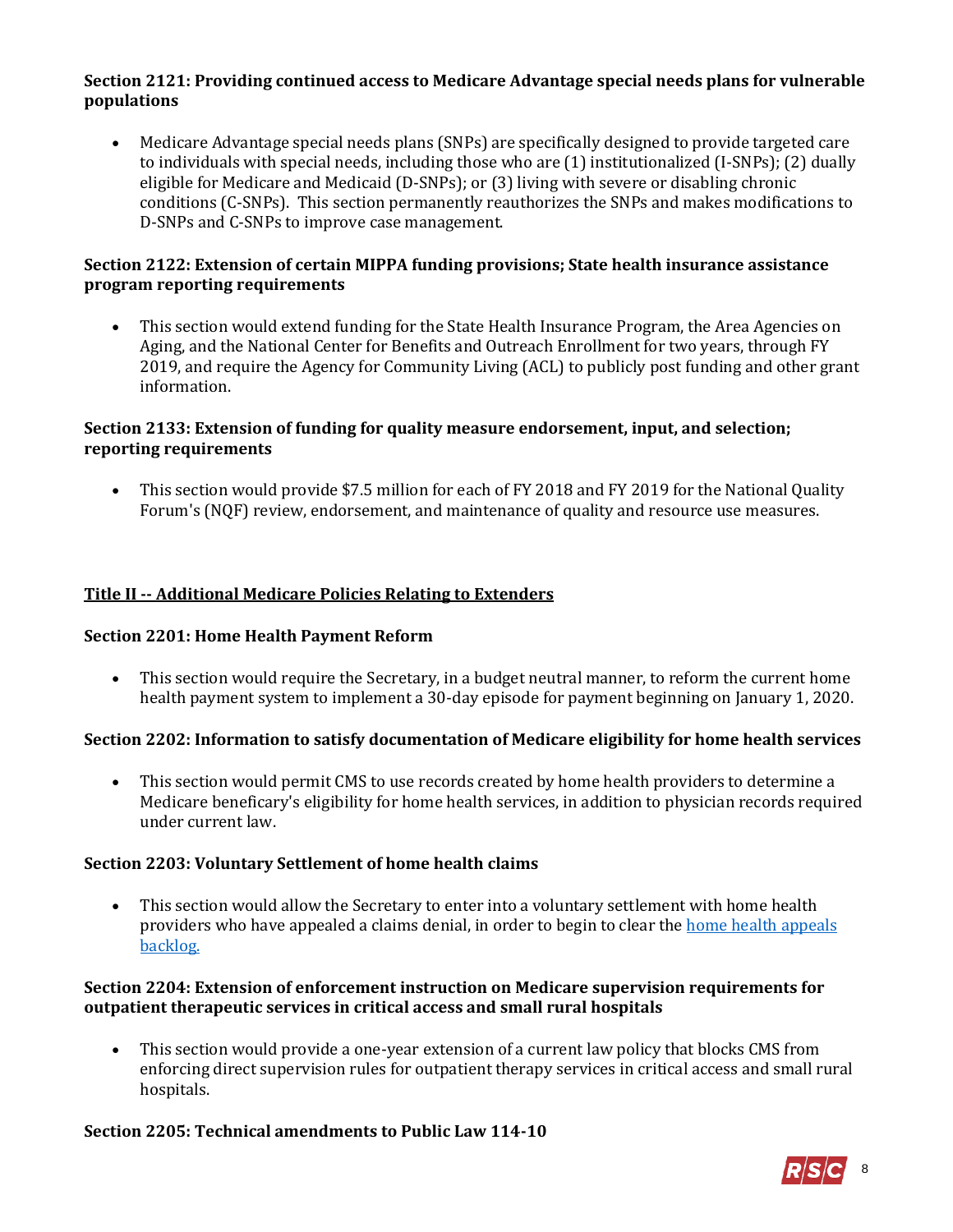**Section 2121: Providing continued access to Medicare Advantage special needs plans for vulnerable populations**

- Medicare Advantage special needs plans (SNPs) are specifically designed to provide targeted care to individuals with special needs, including those who are (1) institutionalized (I-SNPs); (2) dually eligible for Medicare and Medicaid (D-SNPs); or (3) living with severe or disabling chronic conditions (C-SNPs). This section permanently reauthorizes the SNPs and makes modifications to D-SNPs and C-SNPs to improve case management.

**Section 2122: Extension of certain MIPPA funding provisions; State health insurance assistance program reporting requirements**

- This section would extend funding for the State Health Insurance Program, the Area Agencies on Aging, and the National Center for Benefits and Outreach Enrollment for two years, through FY 2019, and require the Agency for Community Living (ACL) to publicly post funding and other grant information.

**Section 2133: Extension of funding for quality measure endorsement, input, and selection; reporting requirements**

- This section would provide \$7.5 million for each of FY 2018 and FY 2019 for the National Quality Forum's (NQF) review, endorsement, and maintenance of quality and resource use measures.

## Title II -- Additional Medicare Policies Relating to Extenders

**Section 2201: Home Health Payment Reform**

- This section would require the Secretary, in a budget neutral manner, to reform the current home health payment system to implement a 30-day episode for payment beginning on January 1, 2020.

**Section 2202: Information to satisfy documentation of Medicare eligibility for home health services**

- This section would permit CMS to use records created by home health providers to determine a Medicare beneficary's eligibility for home health services, in addition to physician records required under current law.

**Section 2203: Voluntary Settlement of home health claims**

- This section would allow the Secretary to enter into a voluntary settlement with home health providers who have appealed a claims denial, in order to begin to clear the home health appeals backlog.

**Section 2204: Extension of enforcement instruction on Medicare supervision requirements for outpatient therapeutic services in critical access and small rural hospitals**

- This section would provide a one-year extension of a current law policy that blocks CMS from enforcing direct supervision rules for outpatient therapy services in critical access and small rural hospitals.

**Section 2205: Technical amendments to Public Law 114-10**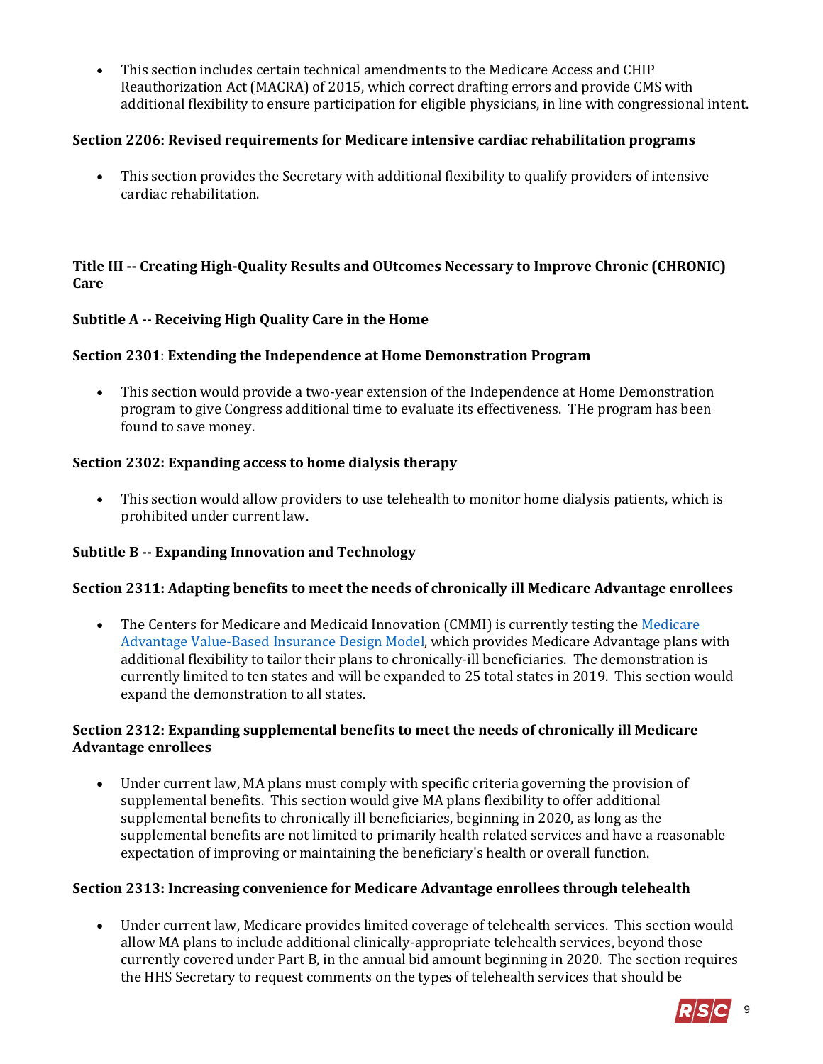- This section includes certain technical amendments to the Medicare Access and CHIP Reauthorization Act (MACRA) of 2015, which correct drafting errors and provide CMS with additional flexibility to ensure participation for eligible physicians, in line with congressional intent.

**Section 2206: Revised requirements for Medicare intensive cardiac rehabilitation programs**

- This section provides the Secretary with additional flexibility to qualify providers of intensive cardiac rehabilitation.

**Title III -- Creating High-Quality Results and OUtcomes Necessary to Improve Chronic (CHRONIC) Care**

**Subtitle A -- Receiving High Quality Care in the Home**

**Section 2301**: **Extending the Independence at Home Demonstration Program**

- This section would provide a two-year extension of the Independence at Home Demonstration program to give Congress additional time to evaluate its effectiveness. THe program has been found to save money.

**Section 2302: Expanding access to home dialysis therapy**

- This section would allow providers to use telehealth to monitor home dialysis patients, which is prohibited under current law.

**Subtitle B -- Expanding Innovation and Technology**

**Section 2311: Adapting benefits to meet the needs of chronically ill Medicare Advantage enrollees**

- The Centers for Medicare and Medicaid Innovation (CMMI) is currently testing the Medicare Advantage Value-Based Insurance Design Model, which provides Medicare Advantage plans with additional flexibility to tailor their plans to chronically-ill beneficiaries. The demonstration is currently limited to ten states and will be expanded to 25 total states in 2019. This section would expand the demonstration to all states.

**Section 2312: Expanding supplemental benefits to meet the needs of chronically ill Medicare Advantage enrollees**

- Under current law, MA plans must comply with specific criteria governing the provision of supplemental benefits. This section would give MA plans flexibility to offer additional supplemental benefits to chronically ill beneficiaries, beginning in 2020, as long as the supplemental benefits are not limited to primarily health related services and have a reasonable expectation of improving or maintaining the beneficiary's health or overall function.

**Section 2313: Increasing convenience for Medicare Advantage enrollees through telehealth**

- Under current law, Medicare provides limited coverage of telehealth services. This section would allow MA plans to include additional clinically-appropriate telehealth services, beyond those currently covered under Part B, in the annual bid amount beginning in 2020. The section requires the HHS Secretary to request comments on the types of telehealth services that should be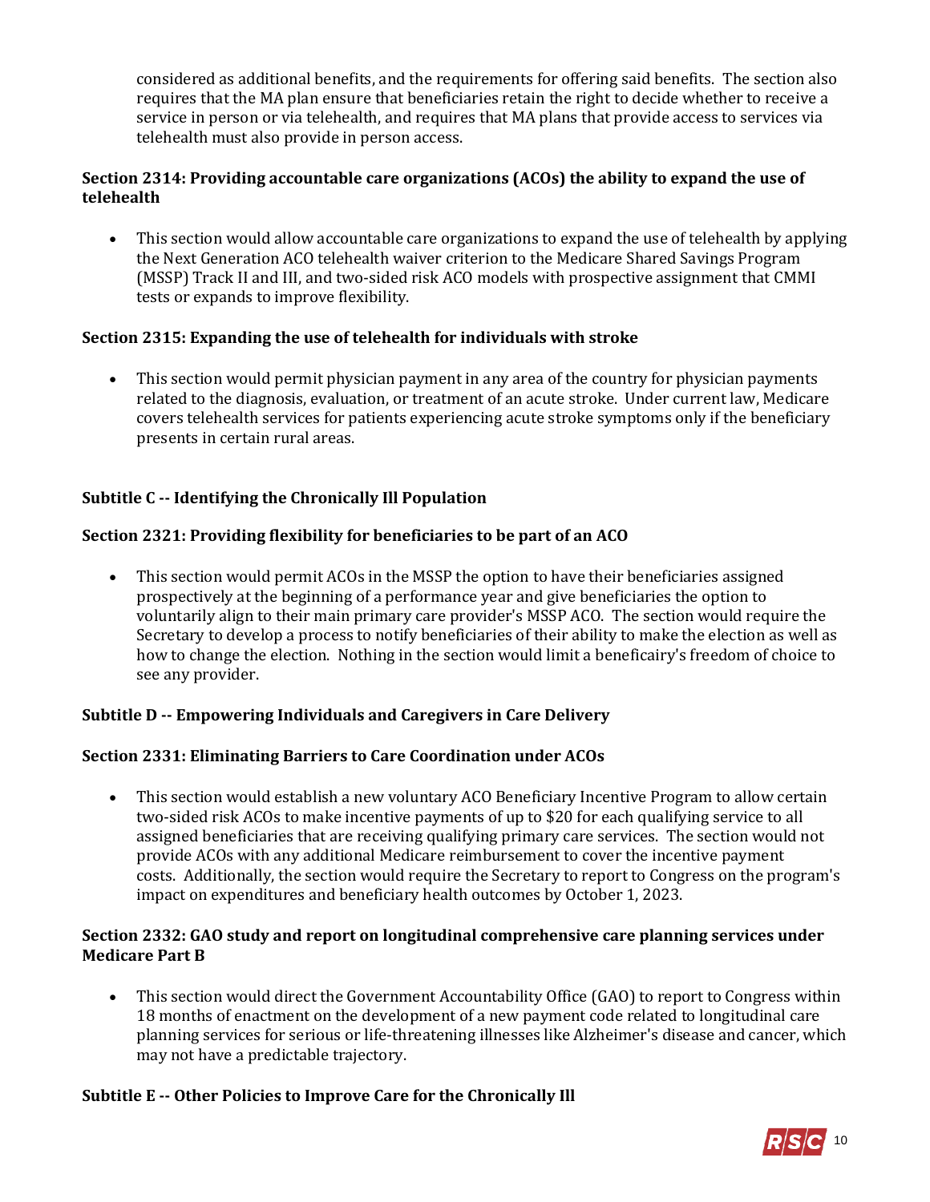considered as additional benefits, and the requirements for offering said benefits. The section also requires that the MA plan ensure that beneficiaries retain the right to decide whether to receive a service in person or via telehealth, and requires that MA plans that provide access to services via telehealth must also provide in person access.

**Section 2314: Providing accountable care organizations (ACOs) the ability to expand the use of telehealth**

- This section would allow accountable care organizations to expand the use of telehealth by applying the Next Generation ACO telehealth waiver criterion to the Medicare Shared Savings Program (MSSP) Track II and III, and two-sided risk ACO models with prospective assignment that CMMI tests or expands to improve flexibility.

**Section 2315: Expanding the use of telehealth for individuals with stroke**

- This section would permit physician payment in any area of the country for physician payments related to the diagnosis, evaluation, or treatment of an acute stroke. Under current law, Medicare covers telehealth services for patients experiencing acute stroke symptoms only if the beneficiary presents in certain rural areas.

**Subtitle C -- Identifying the Chronically Ill Population**

**Section 2321: Providing flexibility for beneficiaries to be part of an ACO**

- This section would permit ACOs in the MSSP the option to have their beneficiaries assigned prospectively at the beginning of a performance year and give beneficiaries the option to voluntarily align to their main primary care provider's MSSP ACO. The section would require the Secretary to develop a process to notify beneficiaries of their ability to make the election as well as how to change the election. Nothing in the section would limit a beneficairy's freedom of choice to see any provider.

**Subtitle D -- Empowering Individuals and Caregivers in Care Delivery**

**Section 2331: Eliminating Barriers to Care Coordination under ACOs**

- This section would establish a new voluntary ACO Beneficiary Incentive Program to allow certain two-sided risk ACOs to make incentive payments of up to $20 for each qualifying service to all assigned beneficiaries that are receiving qualifying primary care services. The section would not provide ACOs with any additional Medicare reimbursement to cover the incentive payment costs. Additionally, the section would require the Secretary to report to Congress on the program's impact on expenditures and beneficiary health outcomes by October 1, 2023.

**Section 2332: GAO study and report on longitudinal comprehensive care planning services under Medicare Part B**

- This section would direct the Government Accountability Office (GAO) to report to Congress within 18 months of enactment on the development of a new payment code related to longitudinal care planning services for serious or life-threatening illnesses like Alzheimer's disease and cancer, which may not have a predictable trajectory.

**Subtitle E -- Other Policies to Improve Care for the Chronically Ill**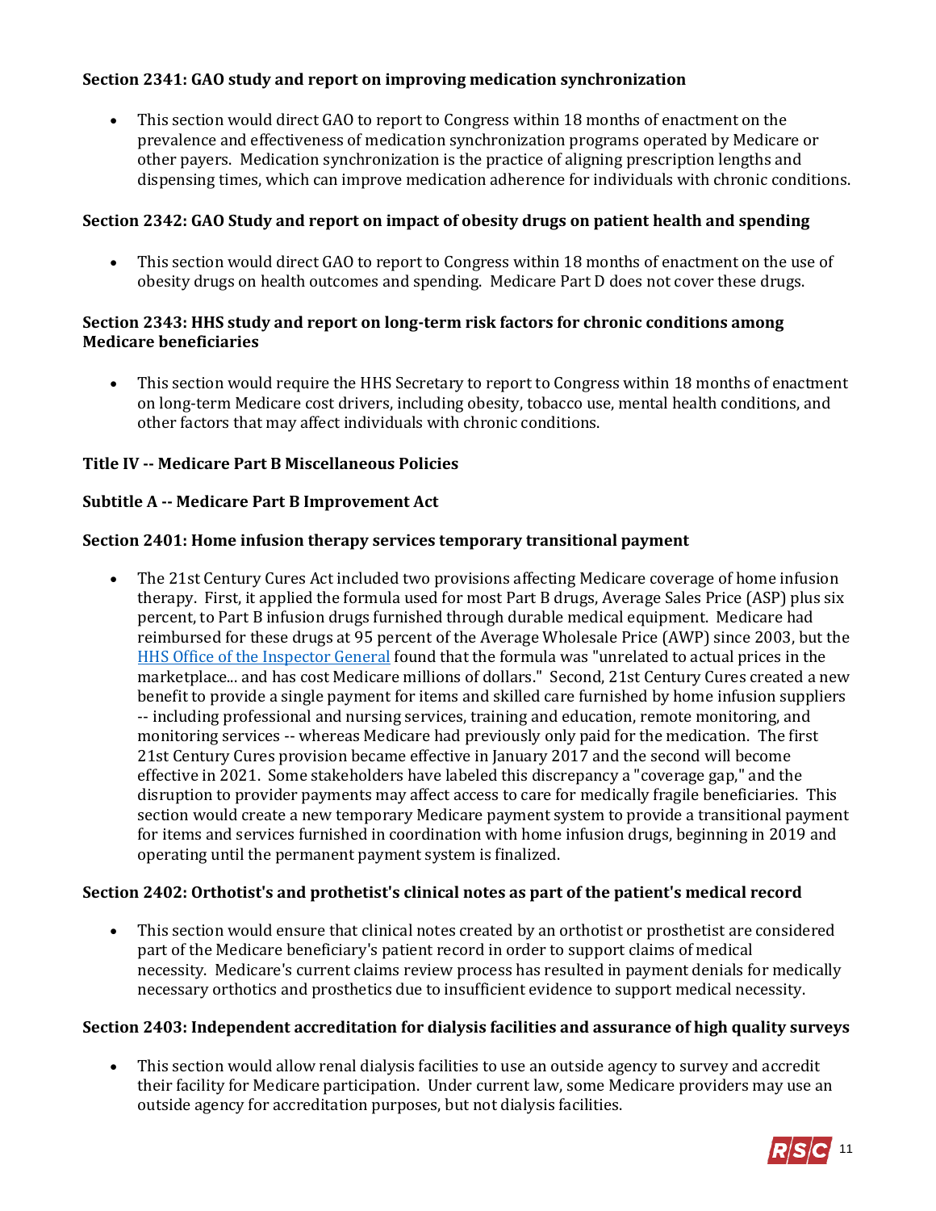**Section 2341: GAO study and report on improving medication synchronization**

- This section would direct GAO to report to Congress within 18 months of enactment on the prevalence and effectiveness of medication synchronization programs operated by Medicare or other payers. Medication synchronization is the practice of aligning prescription lengths and dispensing times, which can improve medication adherence for individuals with chronic conditions.

**Section 2342: GAO Study and report on impact of obesity drugs on patient health and spending**

- This section would direct GAO to report to Congress within 18 months of enactment on the use of obesity drugs on health outcomes and spending. Medicare Part D does not cover these drugs.

**Section 2343: HHS study and report on long-term risk factors for chronic conditions among Medicare beneficiaries**

- This section would require the HHS Secretary to report to Congress within 18 months of enactment on long-term Medicare cost drivers, including obesity, tobacco use, mental health conditions, and other factors that may affect individuals with chronic conditions.

**Title IV -- Medicare Part B Miscellaneous Policies**

**Subtitle A -- Medicare Part B Improvement Act**

**Section 2401: Home infusion therapy services temporary transitional payment**

- The 21st Century Cures Act included two provisions affecting Medicare coverage of home infusion therapy. First, it applied the formula used for most Part B drugs, Average Sales Price (ASP) plus six percent, to Part B infusion drugs furnished through durable medical equipment. Medicare had reimbursed for these drugs at 95 percent of the Average Wholesale Price (AWP) since 2003, but the HHS Office of the Inspector General found that the formula was "unrelated to actual prices in the marketplace... and has cost Medicare millions of dollars." Second, 21st Century Cures created a new benefit to provide a single payment for items and skilled care furnished by home infusion suppliers -- including professional and nursing services, training and education, remote monitoring, and monitoring services -- whereas Medicare had previously only paid for the medication. The first 21st Century Cures provision became effective in January 2017 and the second will become effective in 2021. Some stakeholders have labeled this discrepancy a "coverage gap," and the disruption to provider payments may affect access to care for medically fragile beneficiaries. This section would create a new temporary Medicare payment system to provide a transitional payment for items and services furnished in coordination with home infusion drugs, beginning in 2019 and operating until the permanent payment system is finalized.

**Section 2402: Orthotist's and prothetist's clinical notes as part of the patient's medical record**

- This section would ensure that clinical notes created by an orthotist or prosthetist are considered part of the Medicare beneficiary's patient record in order to support claims of medical necessity. Medicare's current claims review process has resulted in payment denials for medically necessary orthotics and prosthetics due to insufficient evidence to support medical necessity.

**Section 2403: Independent accreditation for dialysis facilities and assurance of high quality surveys**

- This section would allow renal dialysis facilities to use an outside agency to survey and accredit their facility for Medicare participation. Under current law, some Medicare providers may use an outside agency for accreditation purposes, but not dialysis facilities.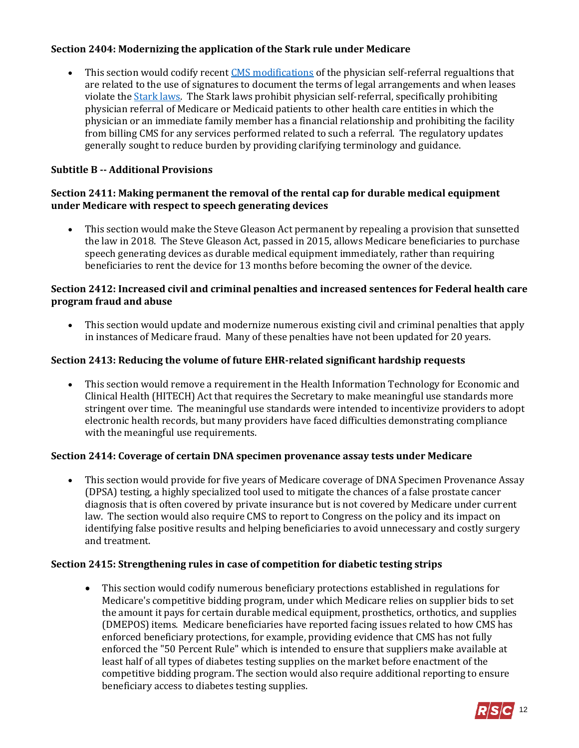**Section 2404: Modernizing the application of the Stark rule under Medicare**

- This section would codify recent [CMS modifications](#) of the physician self-referral regualtions that are related to the use of signatures to document the terms of legal arrangements and when leases violate the [Stark laws](#). The Stark laws prohibit physician self-referral, specifically prohibiting physician referral of Medicare or Medicaid patients to other health care entities in which the physician or an immediate family member has a financial relationship and prohibiting the facility from billing CMS for any services performed related to such a referral. The regulatory updates generally sought to reduce burden by providing clarifying terminology and guidance.

**Subtitle B -- Additional Provisions**

**Section 2411: Making permanent the removal of the rental cap for durable medical equipment under Medicare with respect to speech generating devices**

- This section would make the Steve Gleason Act permanent by repealing a provision that sunsetted the law in 2018. The Steve Gleason Act, passed in 2015, allows Medicare beneficiaries to purchase speech generating devices as durable medical equipment immediately, rather than requiring beneficiaries to rent the device for 13 months before becoming the owner of the device.

**Section 2412: Increased civil and criminal penalties and increased sentences for Federal health care program fraud and abuse**

- This section would update and modernize numerous existing civil and criminal penalties that apply in instances of Medicare fraud. Many of these penalties have not been updated for 20 years.

**Section 2413: Reducing the volume of future EHR-related significant hardship requests**

- This section would remove a requirement in the Health Information Technology for Economic and Clinical Health (HITECH) Act that requires the Secretary to make meaningful use standards more stringent over time. The meaningful use standards were intended to incentivize providers to adopt electronic health records, but many providers have faced difficulties demonstrating compliance with the meaningful use requirements.

**Section 2414: Coverage of certain DNA specimen provenance assay tests under Medicare**

- This section would provide for five years of Medicare coverage of DNA Specimen Provenance Assay (DPSA) testing, a highly specialized tool used to mitigate the chances of a false prostate cancer diagnosis that is often covered by private insurance but is not covered by Medicare under current law. The section would also require CMS to report to Congress on the policy and its impact on identifying false positive results and helping beneficiaries to avoid unnecessary and costly surgery and treatment.

**Section 2415: Strengthening rules in case of competition for diabetic testing strips**

- This section would codify numerous beneficiary protections established in regulations for Medicare's competitive bidding program, under which Medicare relies on supplier bids to set the amount it pays for certain durable medical equipment, prosthetics, orthotics, and supplies (DMEPOS) items. Medicare beneficiaries have reported facing issues related to how CMS has enforced beneficiary protections, for example, providing evidence that CMS has not fully enforced the "50 Percent Rule" which is intended to ensure that suppliers make available at least half of all types of diabetes testing supplies on the market before enactment of the competitive bidding program. The section would also require additional reporting to ensure beneficiary access to diabetes testing supplies.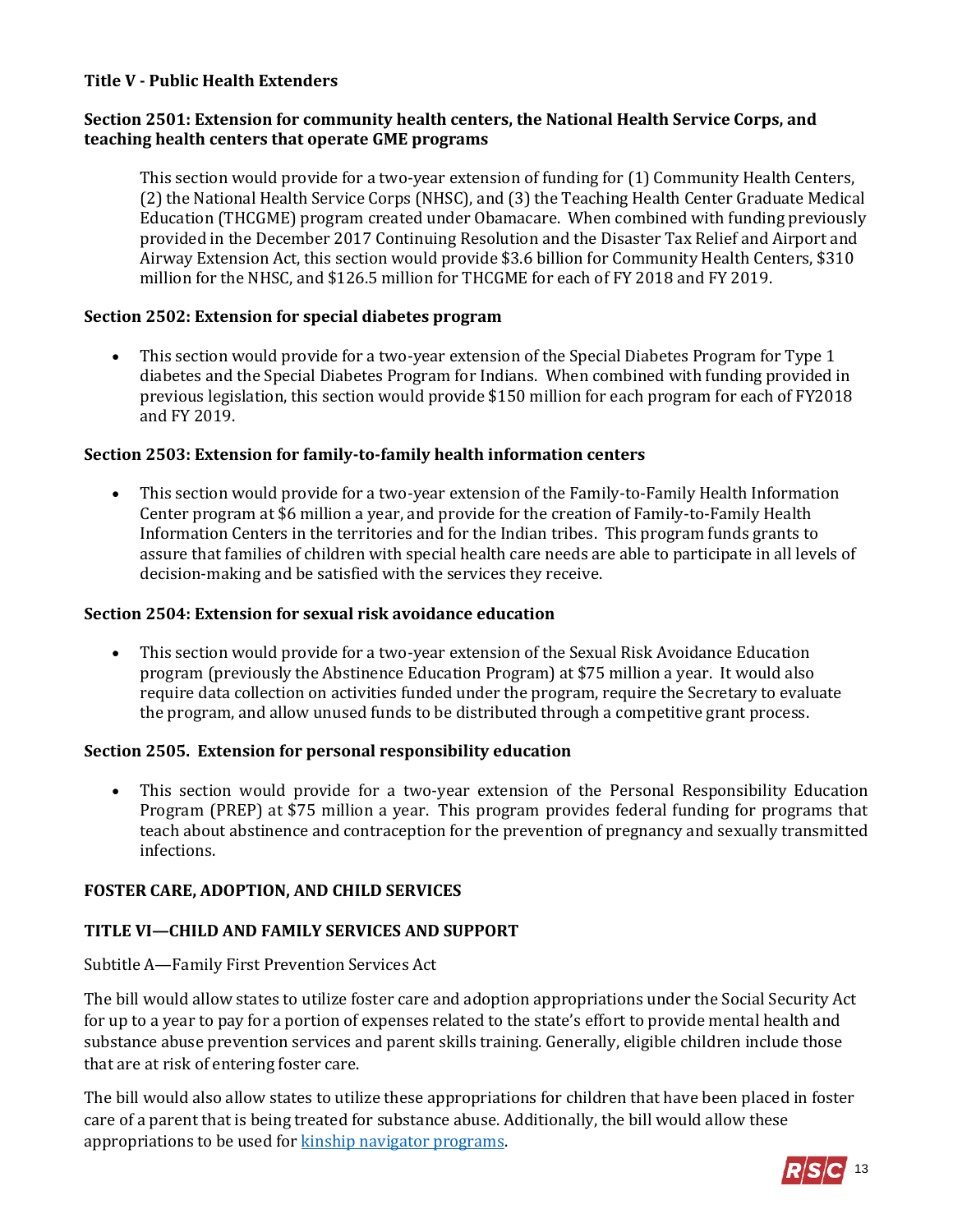**Title V - Public Health Extenders**

**Section 2501: Extension for community health centers, the National Health Service Corps, and teaching health centers that operate GME programs**

This section would provide for a two-year extension of funding for (1) Community Health Centers, (2) the National Health Service Corps (NHSC), and (3) the Teaching Health Center Graduate Medical Education (THCGME) program created under Obamacare. When combined with funding previously provided in the December 2017 Continuing Resolution and the Disaster Tax Relief and Airport and Airway Extension Act, this section would provide $3.6 billion for Community Health Centers, $310 million for the NHSC, and $126.5 million for THCGME for each of FY 2018 and FY 2019.

**Section 2502: Extension for special diabetes program**

- This section would provide for a two-year extension of the Special Diabetes Program for Type 1 diabetes and the Special Diabetes Program for Indians. When combined with funding provided in previous legislation, this section would provide $150 million for each program for each of FY2018 and FY 2019.

**Section 2503: Extension for family-to-family health information centers**

- This section would provide for a two-year extension of the Family-to-Family Health Information Center program at $6 million a year, and provide for the creation of Family-to-Family Health Information Centers in the territories and for the Indian tribes. This program funds grants to assure that families of children with special health care needs are able to participate in all levels of decision-making and be satisfied with the services they receive.

**Section 2504: Extension for sexual risk avoidance education**

- This section would provide for a two-year extension of the Sexual Risk Avoidance Education program (previously the Abstinence Education Program) at $75 million a year. It would also require data collection on activities funded under the program, require the Secretary to evaluate the program, and allow unused funds to be distributed through a competitive grant process.

**Section 2505. Extension for personal responsibility education**

- This section would provide for a two-year extension of the Personal Responsibility Education Program (PREP) at $75 million a year. This program provides federal funding for programs that teach about abstinence and contraception for the prevention of pregnancy and sexually transmitted infections.

**FOSTER CARE, ADOPTION, AND CHILD SERVICES**

**TITLE VI—CHILD AND FAMILY SERVICES AND SUPPORT**

Subtitle A—Family First Prevention Services Act

The bill would allow states to utilize foster care and adoption appropriations under the Social Security Act for up to a year to pay for a portion of expenses related to the state's effort to provide mental health and substance abuse prevention services and parent skills training. Generally, eligible children include those that are at risk of entering foster care.

The bill would also allow states to utilize these appropriations for children that have been placed in foster care of a parent that is being treated for substance abuse. Additionally, the bill would allow these appropriations to be used for kinship navigator programs.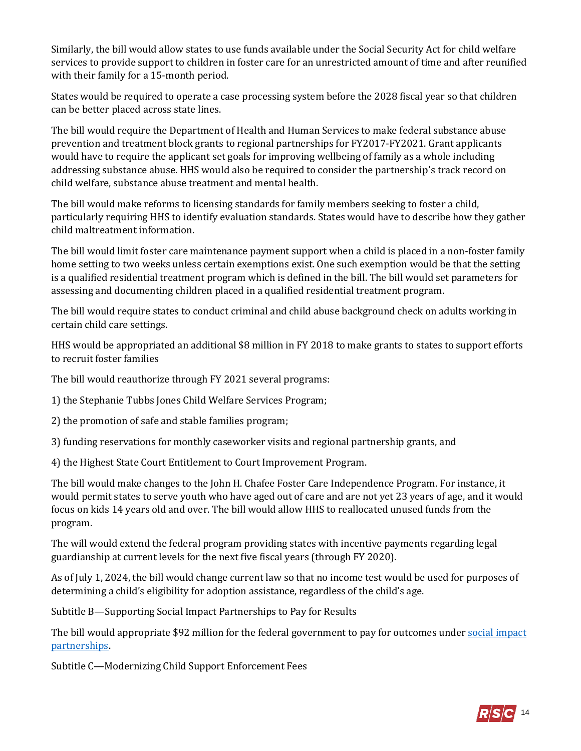Similarly, the bill would allow states to use funds available under the Social Security Act for child welfare services to provide support to children in foster care for an unrestricted amount of time and after reunified with their family for a 15-month period.

States would be required to operate a case processing system before the 2028 fiscal year so that children can be better placed across state lines.

The bill would require the Department of Health and Human Services to make federal substance abuse prevention and treatment block grants to regional partnerships for FY2017-FY2021. Grant applicants would have to require the applicant set goals for improving wellbeing of family as a whole including addressing substance abuse. HHS would also be required to consider the partnership's track record on child welfare, substance abuse treatment and mental health.

The bill would make reforms to licensing standards for family members seeking to foster a child, particularly requiring HHS to identify evaluation standards. States would have to describe how they gather child maltreatment information.

The bill would limit foster care maintenance payment support when a child is placed in a non-foster family home setting to two weeks unless certain exemptions exist. One such exemption would be that the setting is a qualified residential treatment program which is defined in the bill. The bill would set parameters for assessing and documenting children placed in a qualified residential treatment program.

The bill would require states to conduct criminal and child abuse background check on adults working in certain child care settings.

HHS would be appropriated an additional $8 million in FY 2018 to make grants to states to support efforts to recruit foster families

The bill would reauthorize through FY 2021 several programs:

1) the Stephanie Tubbs Jones Child Welfare Services Program;

2) the promotion of safe and stable families program;

3) funding reservations for monthly caseworker visits and regional partnership grants, and

4) the Highest State Court Entitlement to Court Improvement Program.

The bill would make changes to the John H. Chafee Foster Care Independence Program. For instance, it would permit states to serve youth who have aged out of care and are not yet 23 years of age, and it would focus on kids 14 years old and over. The bill would allow HHS to reallocated unused funds from the program.

The will would extend the federal program providing states with incentive payments regarding legal guardianship at current levels for the next five fiscal years (through FY 2020).

As of July 1, 2024, the bill would change current law so that no income test would be used for purposes of determining a child's eligibility for adoption assistance, regardless of the child's age.

Subtitle B—Supporting Social Impact Partnerships to Pay for Results

The bill would appropriate $92 million for the federal government to pay for outcomes under social impact partnerships.

Subtitle C—Modernizing Child Support Enforcement Fees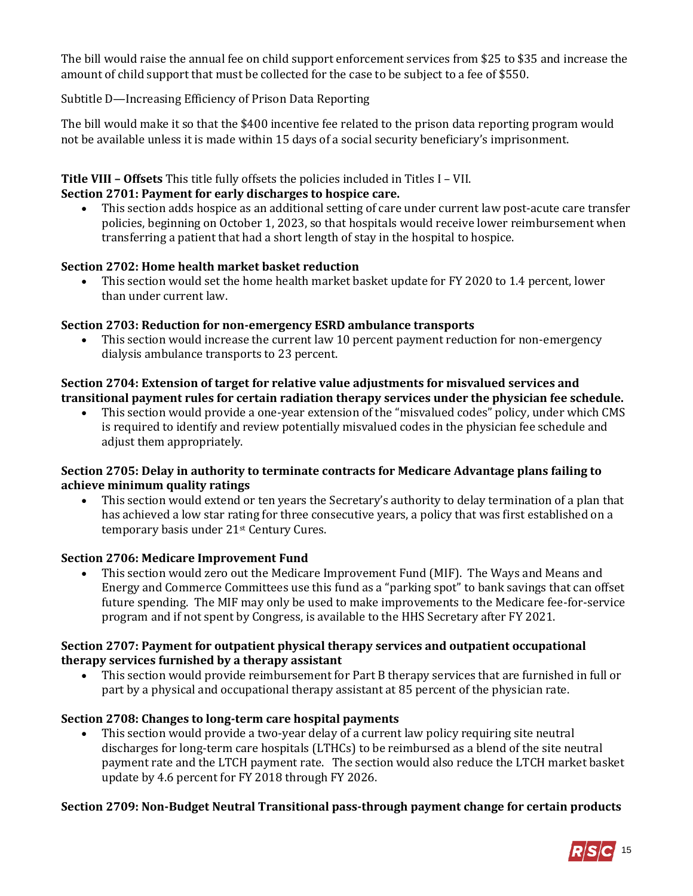The bill would raise the annual fee on child support enforcement services from $25 to $35 and increase the amount of child support that must be collected for the case to be subject to a fee of $550.

Subtitle D—Increasing Efficiency of Prison Data Reporting

The bill would make it so that the $400 incentive fee related to the prison data reporting program would not be available unless it is made within 15 days of a social security beneficiary's imprisonment.

**Title VIII – Offsets** This title fully offsets the policies included in Titles I – VII.

**Section 2701: Payment for early discharges to hospice care.**

- This section adds hospice as an additional setting of care under current law post-acute care transfer policies, beginning on October 1, 2023, so that hospitals would receive lower reimbursement when transferring a patient that had a short length of stay in the hospital to hospice.

**Section 2702: Home health market basket reduction**

- This section would set the home health market basket update for FY 2020 to 1.4 percent, lower than under current law.

**Section 2703: Reduction for non-emergency ESRD ambulance transports**

- This section would increase the current law 10 percent payment reduction for non-emergency dialysis ambulance transports to 23 percent.

**Section 2704: Extension of target for relative value adjustments for misvalued services and transitional payment rules for certain radiation therapy services under the physician fee schedule.**

- This section would provide a one-year extension of the "misvalued codes" policy, under which CMS is required to identify and review potentially misvalued codes in the physician fee schedule and adjust them appropriately.

**Section 2705: Delay in authority to terminate contracts for Medicare Advantage plans failing to achieve minimum quality ratings**

- This section would extend or ten years the Secretary's authority to delay termination of a plan that has achieved a low star rating for three consecutive years, a policy that was first established on a temporary basis under 21st Century Cures.

**Section 2706: Medicare Improvement Fund**

- This section would zero out the Medicare Improvement Fund (MIF). The Ways and Means and Energy and Commerce Committees use this fund as a "parking spot" to bank savings that can offset future spending. The MIF may only be used to make improvements to the Medicare fee-for-service program and if not spent by Congress, is available to the HHS Secretary after FY 2021.

**Section 2707: Payment for outpatient physical therapy services and outpatient occupational therapy services furnished by a therapy assistant**

- This section would provide reimbursement for Part B therapy services that are furnished in full or part by a physical and occupational therapy assistant at 85 percent of the physician rate.

**Section 2708: Changes to long-term care hospital payments**

- This section would provide a two-year delay of a current law policy requiring site neutral discharges for long-term care hospitals (LTHCs) to be reimbursed as a blend of the site neutral payment rate and the LTCH payment rate. The section would also reduce the LTCH market basket update by 4.6 percent for FY 2018 through FY 2026.

**Section 2709: Non-Budget Neutral Transitional pass-through payment change for certain products**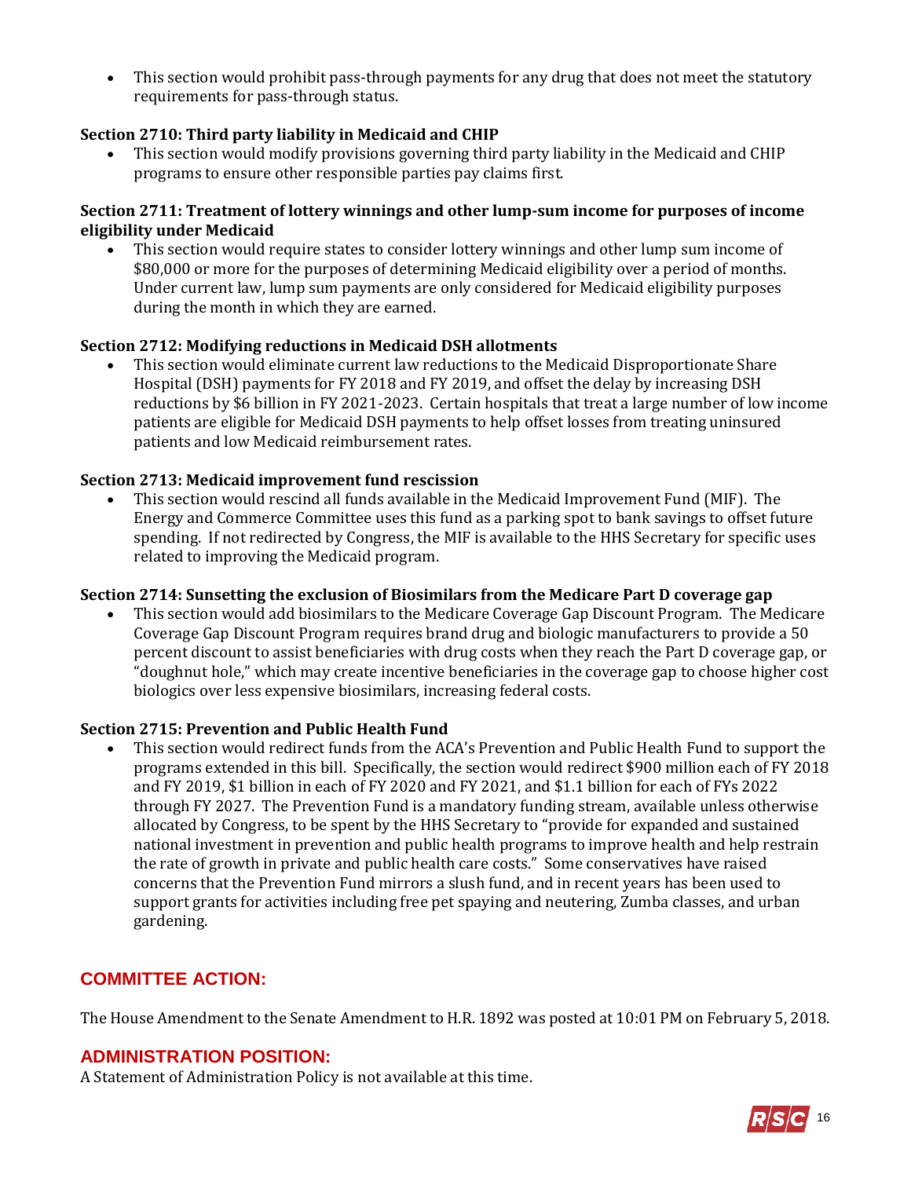- This section would prohibit pass-through payments for any drug that does not meet the statutory requirements for pass-through status.

**Section 2710: Third party liability in Medicaid and CHIP**

- This section would modify provisions governing third party liability in the Medicaid and CHIP programs to ensure other responsible parties pay claims first.

**Section 2711: Treatment of lottery winnings and other lump-sum income for purposes of income eligibility under Medicaid**

- This section would require states to consider lottery winnings and other lump sum income of $80,000 or more for the purposes of determining Medicaid eligibility over a period of months. Under current law, lump sum payments are only considered for Medicaid eligibility purposes during the month in which they are earned.

**Section 2712: Modifying reductions in Medicaid DSH allotments**

- This section would eliminate current law reductions to the Medicaid Disproportionate Share Hospital (DSH) payments for FY 2018 and FY 2019, and offset the delay by increasing DSH reductions by $6 billion in FY 2021-2023. Certain hospitals that treat a large number of low income patients are eligible for Medicaid DSH payments to help offset losses from treating uninsured patients and low Medicaid reimbursement rates.

**Section 2713: Medicaid improvement fund rescission**

- This section would rescind all funds available in the Medicaid Improvement Fund (MIF). The Energy and Commerce Committee uses this fund as a parking spot to bank savings to offset future spending. If not redirected by Congress, the MIF is available to the HHS Secretary for specific uses related to improving the Medicaid program.

**Section 2714: Sunsetting the exclusion of Biosimilars from the Medicare Part D coverage gap**

- This section would add biosimilars to the Medicare Coverage Gap Discount Program. The Medicare Coverage Gap Discount Program requires brand drug and biologic manufacturers to provide a 50 percent discount to assist beneficiaries with drug costs when they reach the Part D coverage gap, or "doughnut hole," which may create incentive beneficiaries in the coverage gap to choose higher cost biologics over less expensive biosimilars, increasing federal costs.

**Section 2715: Prevention and Public Health Fund**

- This section would redirect funds from the ACA's Prevention and Public Health Fund to support the programs extended in this bill. Specifically, the section would redirect $900 million each of FY 2018 and FY 2019, $1 billion in each of FY 2020 and FY 2021, and $1.1 billion for each of FYs 2022 through FY 2027. The Prevention Fund is a mandatory funding stream, available unless otherwise allocated by Congress, to be spent by the HHS Secretary to "provide for expanded and sustained national investment in prevention and public health programs to improve health and help restrain the rate of growth in private and public health care costs." Some conservatives have raised concerns that the Prevention Fund mirrors a slush fund, and in recent years has been used to support grants for activities including free pet spaying and neutering, Zumba classes, and urban gardening.

## COMMITTEE ACTION:

The House Amendment to the Senate Amendment to H.R. 1892 was posted at 10:01 PM on February 5, 2018.

## ADMINISTRATION POSITION:

A Statement of Administration Policy is not available at this time.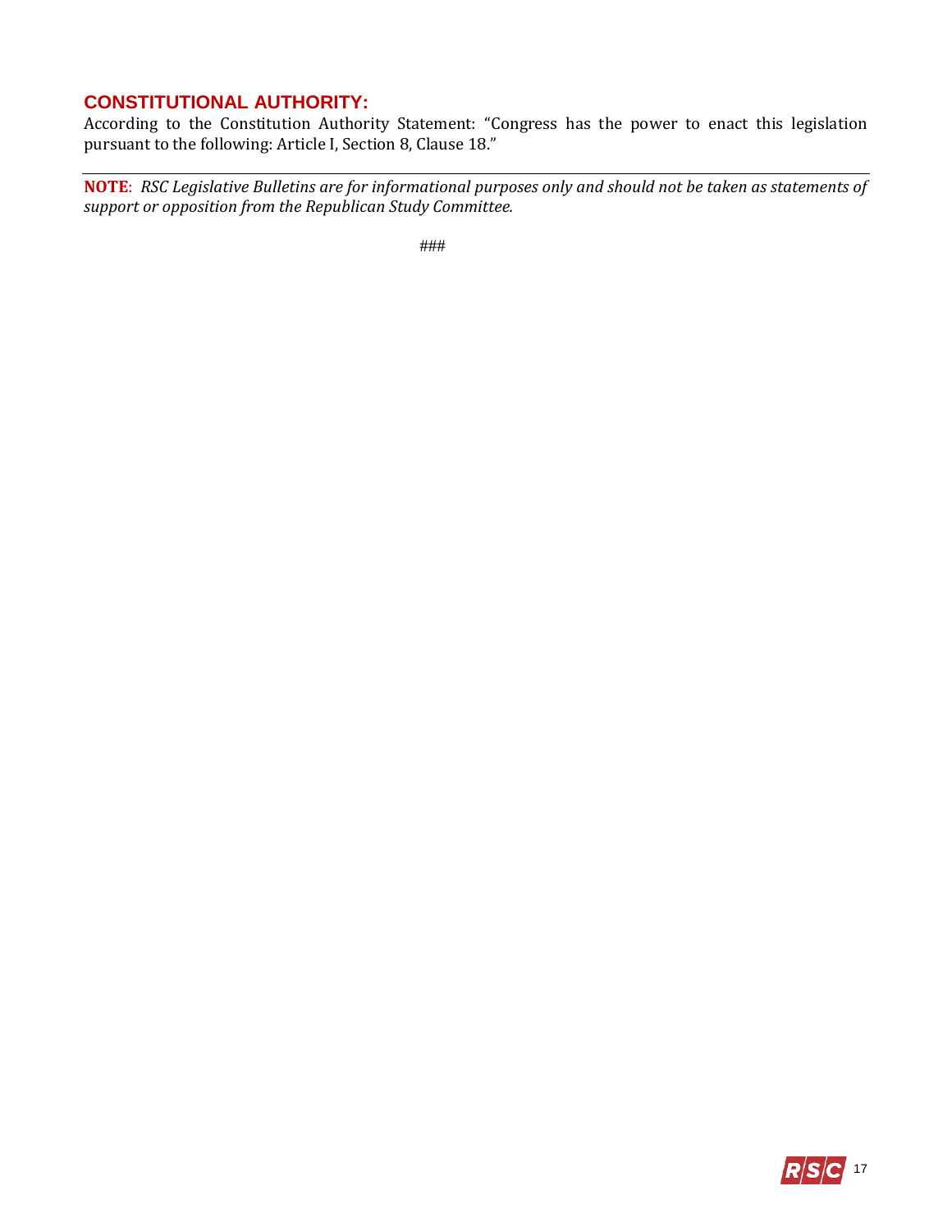## CONSTITUTIONAL AUTHORITY:

According to the Constitution Authority Statement: "Congress has the power to enact this legislation pursuant to the following: Article I, Section 8, Clause 18."

---

**NOTE**: *RSC Legislative Bulletins are for informational purposes only and should not be taken as statements of support or opposition from the Republican Study Committee.*

###